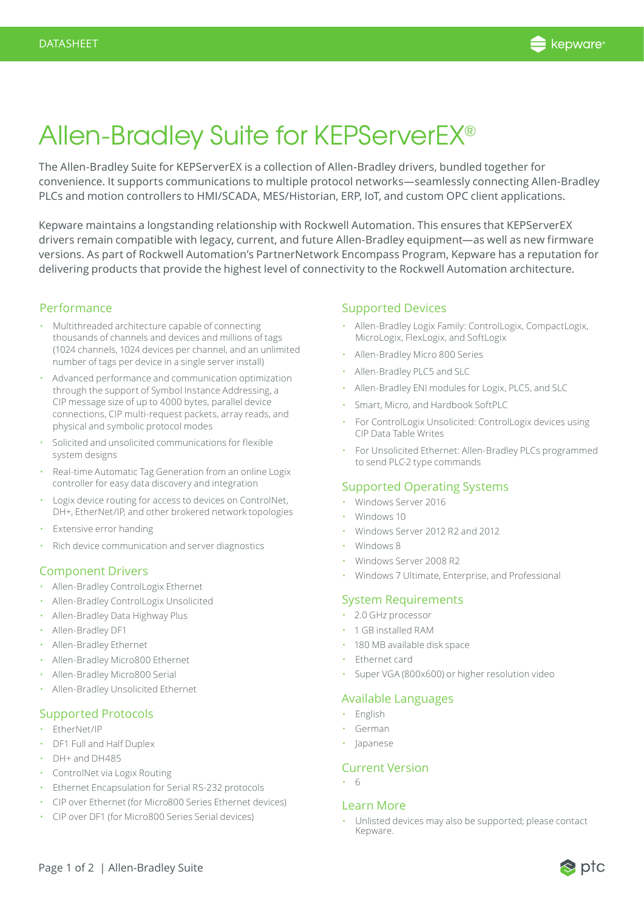DATASHEET

# Allen-Bradley Suite for KEPServerEX®

The Allen-Bradley Suite for KEPServerEX is a collection of Allen-Bradley drivers, bundled together for convenience. It supports communications to multiple protocol networks—seamlessly connecting Allen-Bradley PLCs and motion controllers to HMI/SCADA, MES/Historian, ERP, IoT, and custom OPC client applications.

Kepware maintains a longstanding relationship with Rockwell Automation. This ensures that KEPServerEX drivers remain compatible with legacy, current, and future Allen-Bradley equipment—as well as new firmware versions. As part of Rockwell Automation's PartnerNetwork Encompass Program, Kepware has a reputation for delivering products that provide the highest level of connectivity to the Rockwell Automation architecture.

## Performance

- Multithreaded architecture capable of connecting thousands of channels and devices and millions of tags (1024 channels, 1024 devices per channel, and an unlimited number of tags per device in a single server install)
- Advanced performance and communication optimization through the support of Symbol Instance Addressing, a CIP message size of up to 4000 bytes, parallel device connections, CIP multi-request packets, array reads, and physical and symbolic protocol modes
- Solicited and unsolicited communications for flexible system designs
- Real-time Automatic Tag Generation from an online Logix controller for easy data discovery and integration
- Logix device routing for access to devices on ControlNet, DH+, EtherNet/IP, and other brokered network topologies
- Extensive error handing
- Rich device communication and server diagnostics

## Component Drivers

- Allen-Bradley ControlLogix Ethernet
- Allen-Bradley ControlLogix Unsolicited
- Allen-Bradley Data Highway Plus
- Allen-Bradley DF1
- Allen-Bradley Ethernet
- Allen-Bradley Micro800 Ethernet
- Allen-Bradley Micro800 Serial
- Allen-Bradley Unsolicited Ethernet

## Supported Protocols

- EtherNet/IP
- DF1 Full and Half Duplex
- DH+ and DH485
- ControlNet via Logix Routing
- Ethernet Encapsulation for Serial RS-232 protocols
- CIP over Ethernet (for Micro800 Series Ethernet devices)
- CIP over DF1 (for Micro800 Series Serial devices)

## Supported Devices

- Allen-Bradley Logix Family: ControlLogix, CompactLogix, MicroLogix, FlexLogix, and SoftLogix
- Allen-Bradley Micro 800 Series
- Allen-Bradley PLC5 and SLC
- Allen-Bradley ENI modules for Logix, PLC5, and SLC
- Smart, Micro, and Hardbook SoftPLC
- For ControlLogix Unsolicited: ControlLogix devices using CIP Data Table Writes
- For Unsolicited Ethernet: Allen-Bradley PLCs programmed to send PLC-2 type commands

## Supported Operating Systems

- Windows Server 2016
- Windows 10
- Windows Server 2012 R2 and 2012
- Windows 8
- Windows Server 2008 R2
- Windows 7 Ultimate, Enterprise, and Professional

## System Requirements

- 2.0 GHz processor
- 1 GB installed RAM
- 180 MB available disk space
- Ethernet card
- Super VGA (800x600) or higher resolution video

## Available Languages

- English
- German
- Japanese

## Current Version

- 6

## Learn More

- Unlisted devices may also be supported; please contact Kepware.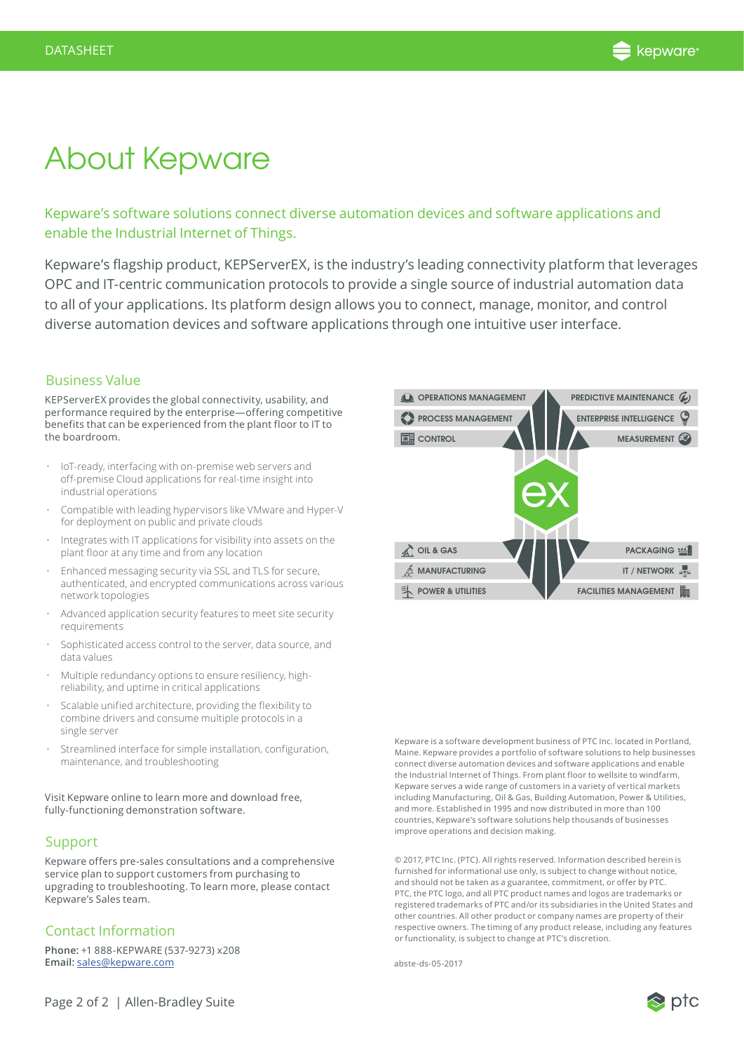# About Kepware

Kepware's software solutions connect diverse automation devices and software applications and enable the Industrial Internet of Things.

Kepware's flagship product, KEPServerEX, is the industry's leading connectivity platform that leverages OPC and IT-centric communication protocols to provide a single source of industrial automation data to all of your applications. Its platform design allows you to connect, manage, monitor, and control diverse automation devices and software applications through one intuitive user interface.

## Business Value

KEPServerEX provides the global connectivity, usability, and performance required by the enterprise—offering competitive benefits that can be experienced from the plant floor to IT to the boardroom.

- IoT-ready, interfacing with on-premise web servers and off-premise Cloud applications for real-time insight into industrial operations
- Compatible with leading hypervisors like VMware and Hyper-V for deployment on public and private clouds
- Integrates with IT applications for visibility into assets on the plant floor at any time and from any location
- Enhanced messaging security via SSL and TLS for secure, authenticated, and encrypted communications across various network topologies
- Advanced application security features to meet site security requirements
- Sophisticated access control to the server, data source, and data values
- Multiple redundancy options to ensure resiliency, high-reliability, and uptime in critical applications
- Scalable unified architecture, providing the flexibility to combine drivers and consume multiple protocols in a single server
- Streamlined interface for simple installation, configuration, maintenance, and troubleshooting

Visit Kepware online to learn more and download free, fully-functioning demonstration software.

## Support

Kepware offers pre-sales consultations and a comprehensive service plan to support customers from purchasing to upgrading to troubleshooting. To learn more, please contact Kepware's Sales team.

## Contact Information

**Phone:** +1 888-KEPWARE (537-9273) x208
**Email:** sales@kepware.com

OPERATIONS MANAGEMENT
PROCESS MANAGEMENT
CONTROL
PREDICTIVE MAINTENANCE
ENTERPRISE INTELLIGENCE
MEASUREMENT
ex
OIL & GAS
MANUFACTURING
POWER & UTILITIES
PACKAGING
IT / NETWORK
FACILITIES MANAGEMENT

Kepware is a software development business of PTC Inc. located in Portland, Maine. Kepware provides a portfolio of software solutions to help businesses connect diverse automation devices and software applications and enable the Industrial Internet of Things. From plant floor to wellsite to windfarm, Kepware serves a wide range of customers in a variety of vertical markets including Manufacturing, Oil & Gas, Building Automation, Power & Utilities, and more. Established in 1995 and now distributed in more than 100 countries, Kepware's software solutions help thousands of businesses improve operations and decision making.

© 2017, PTC Inc. (PTC). All rights reserved. Information described herein is furnished for informational use only, is subject to change without notice, and should not be taken as a guarantee, commitment, or offer by PTC. PTC, the PTC logo, and all PTC product names and logos are trademarks or registered trademarks of PTC and/or its subsidiaries in the United States and other countries. All other product or company names are property of their respective owners. The timing of any product release, including any features or functionality, is subject to change at PTC's discretion.

abste-ds-05-2017